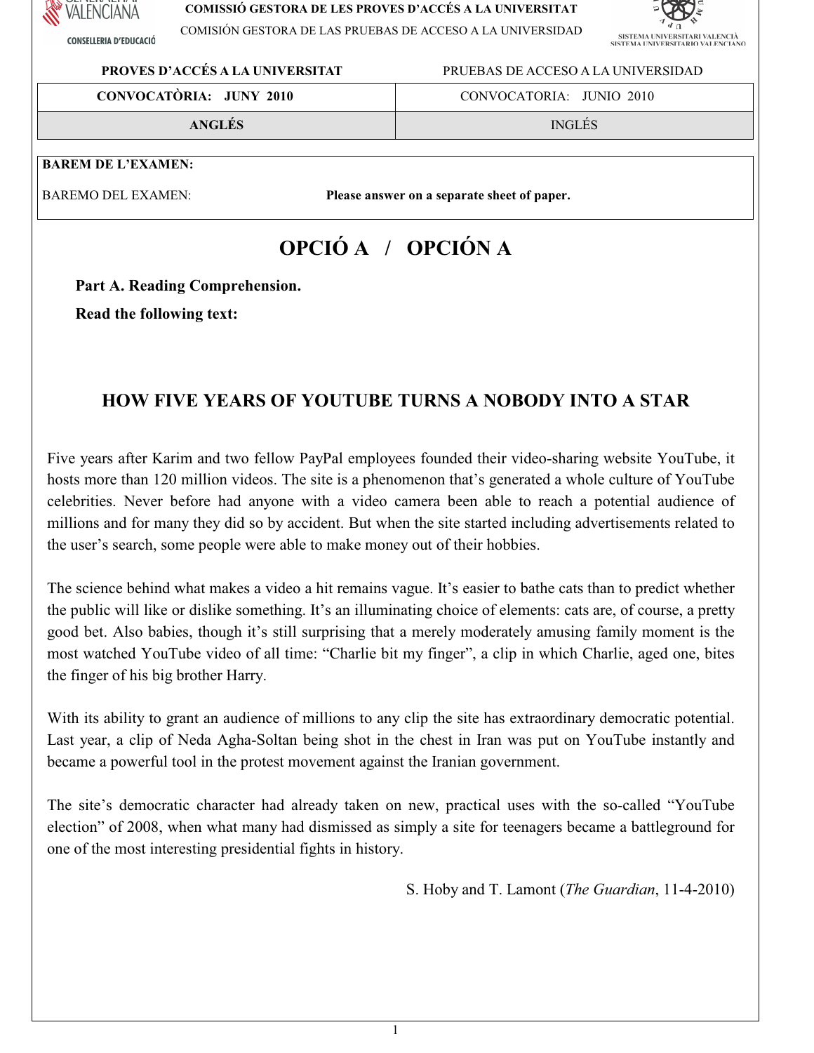COMISSIÓ GESTORA DE LES PROVES D'ACCÉS A LA UNIVERSITAT

COMISIÓN GESTORA DE LAS PRUEBAS DE ACCESO A LA UNIVERSIDAD

| PROVES D'ACCÉS A LA UNIVERSITAT | PRUEBAS DE ACCESO A LA UNIVERSIDAD |
|---|---|
| **CONVOCATÒRIA: JUNY 2010** | CONVOCATORIA: JUNIO 2010 |
| **ANGLÉS** | INGLÉS |

**BAREM DE L'EXAMEN:**

BAREMO DEL EXAMEN: **Please answer on a separate sheet of paper.**

# OPCIÓ A / OPCIÓN A

**Part A. Reading Comprehension.**

**Read the following text:**

## HOW FIVE YEARS OF YOUTUBE TURNS A NOBODY INTO A STAR

Five years after Karim and two fellow PayPal employees founded their video-sharing website YouTube, it hosts more than 120 million videos. The site is a phenomenon that's generated a whole culture of YouTube celebrities. Never before had anyone with a video camera been able to reach a potential audience of millions and for many they did so by accident. But when the site started including advertisements related to the user's search, some people were able to make money out of their hobbies.

The science behind what makes a video a hit remains vague. It's easier to bathe cats than to predict whether the public will like or dislike something. It's an illuminating choice of elements: cats are, of course, a pretty good bet. Also babies, though it's still surprising that a merely moderately amusing family moment is the most watched YouTube video of all time: "Charlie bit my finger", a clip in which Charlie, aged one, bites the finger of his big brother Harry.

With its ability to grant an audience of millions to any clip the site has extraordinary democratic potential. Last year, a clip of Neda Agha-Soltan being shot in the chest in Iran was put on YouTube instantly and became a powerful tool in the protest movement against the Iranian government.

The site's democratic character had already taken on new, practical uses with the so-called "YouTube election" of 2008, when what many had dismissed as simply a site for teenagers became a battleground for one of the most interesting presidential fights in history.

S. Hoby and T. Lamont (*The Guardian*, 11-4-2010)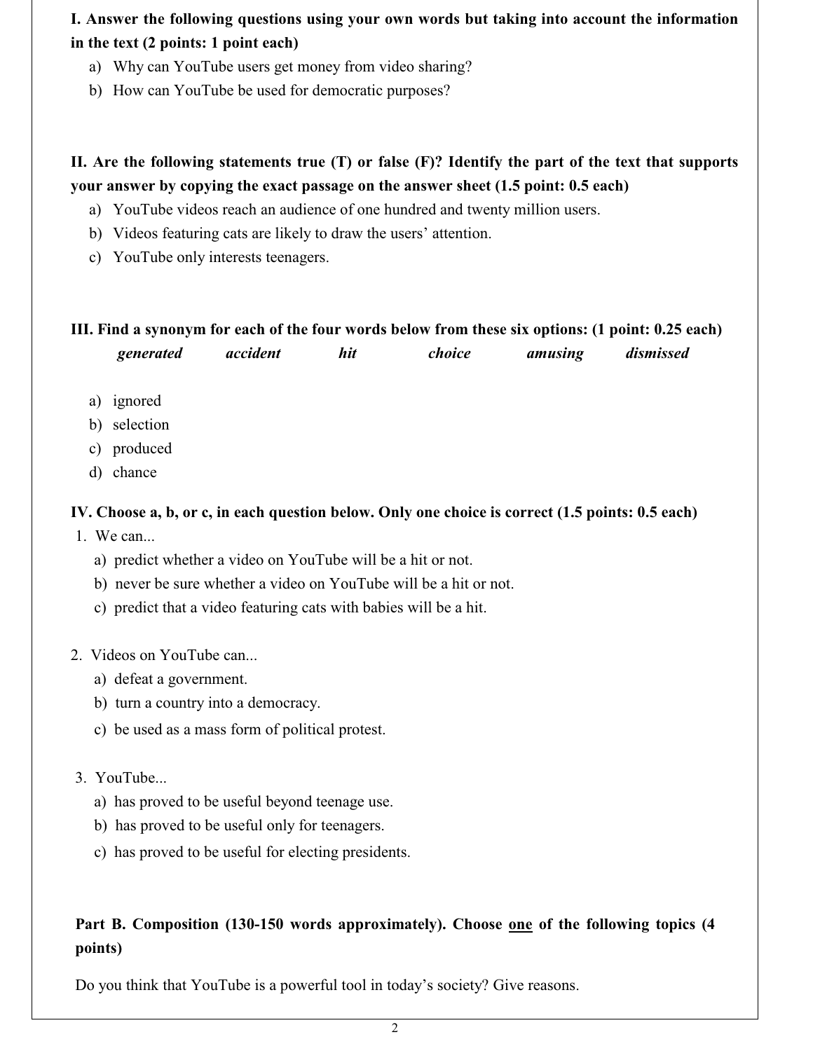**I. Answer the following questions using your own words but taking into account the information in the text (2 points: 1 point each)**

a) Why can YouTube users get money from video sharing?

b) How can YouTube be used for democratic purposes?

**II. Are the following statements true (T) or false (F)? Identify the part of the text that supports your answer by copying the exact passage on the answer sheet (1.5 point: 0.5 each)**

a) YouTube videos reach an audience of one hundred and twenty million users.

b) Videos featuring cats are likely to draw the users' attention.

c) YouTube only interests teenagers.

**III. Find a synonym for each of the four words below from these six options: (1 point: 0.25 each)**

***generated*** ***accident*** ***hit*** ***choice*** ***amusing*** ***dismissed***

a) ignored

b) selection

c) produced

d) chance

**IV. Choose a, b, or c, in each question below. Only one choice is correct (1.5 points: 0.5 each)**

1. We can...
   a) predict whether a video on YouTube will be a hit or not.
   b) never be sure whether a video on YouTube will be a hit or not.
   c) predict that a video featuring cats with babies will be a hit.

2. Videos on YouTube can...
   a) defeat a government.
   b) turn a country into a democracy.
   c) be used as a mass form of political protest.

3. YouTube...
   a) has proved to be useful beyond teenage use.
   b) has proved to be useful only for teenagers.
   c) has proved to be useful for electing presidents.

**Part B. Composition (130-150 words approximately). Choose <u>one</u> of the following topics (4 points)**

Do you think that YouTube is a powerful tool in today's society? Give reasons.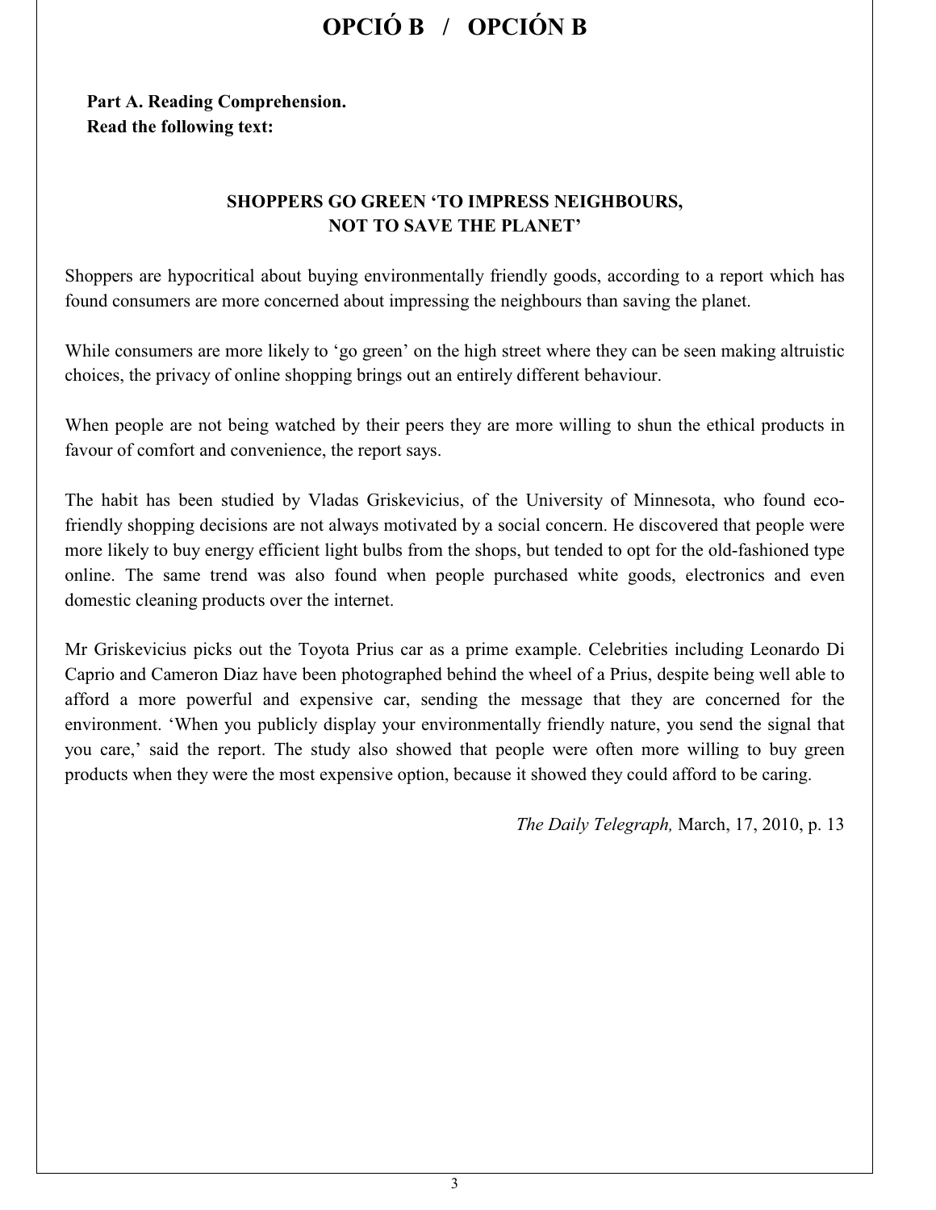# OPCIÓ B / OPCIÓN B

**Part A. Reading Comprehension.**
**Read the following text:**

## SHOPPERS GO GREEN 'TO IMPRESS NEIGHBOURS, NOT TO SAVE THE PLANET'

Shoppers are hypocritical about buying environmentally friendly goods, according to a report which has found consumers are more concerned about impressing the neighbours than saving the planet.

While consumers are more likely to 'go green' on the high street where they can be seen making altruistic choices, the privacy of online shopping brings out an entirely different behaviour.

When people are not being watched by their peers they are more willing to shun the ethical products in favour of comfort and convenience, the report says.

The habit has been studied by Vladas Griskevicius, of the University of Minnesota, who found eco-friendly shopping decisions are not always motivated by a social concern. He discovered that people were more likely to buy energy efficient light bulbs from the shops, but tended to opt for the old-fashioned type online. The same trend was also found when people purchased white goods, electronics and even domestic cleaning products over the internet.

Mr Griskevicius picks out the Toyota Prius car as a prime example. Celebrities including Leonardo Di Caprio and Cameron Diaz have been photographed behind the wheel of a Prius, despite being well able to afford a more powerful and expensive car, sending the message that they are concerned for the environment. 'When you publicly display your environmentally friendly nature, you send the signal that you care,' said the report. The study also showed that people were often more willing to buy green products when they were the most expensive option, because it showed they could afford to be caring.

*The Daily Telegraph,* March, 17, 2010, p. 13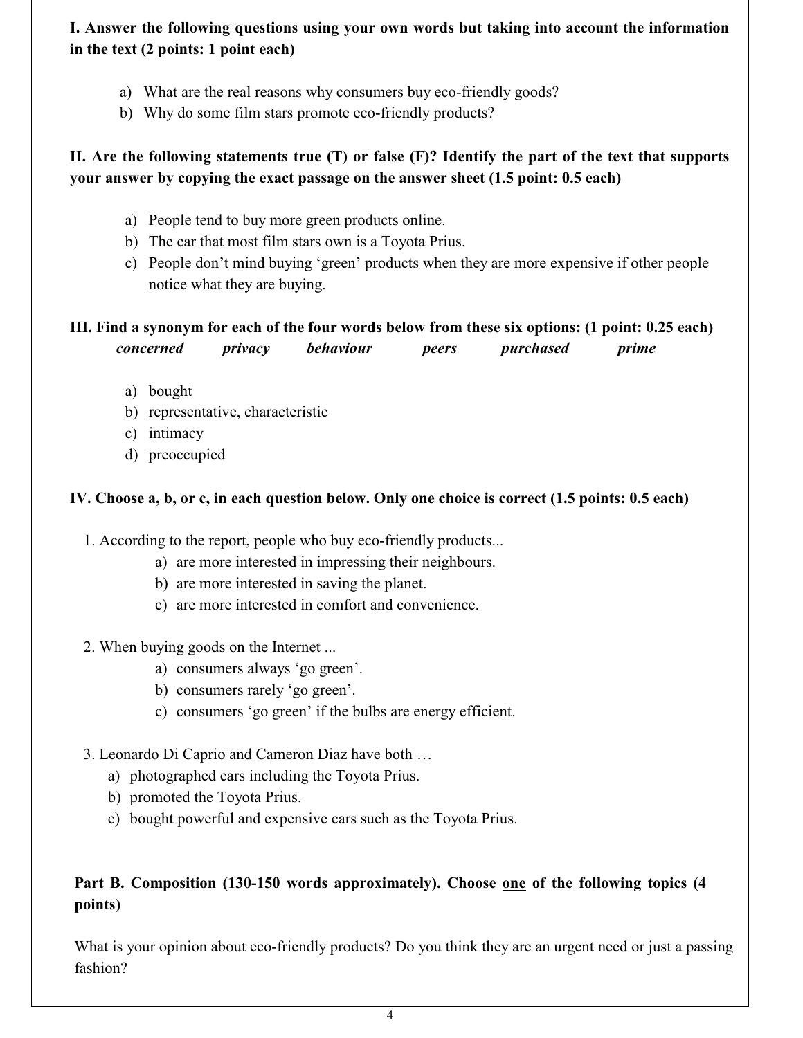**I. Answer the following questions using your own words but taking into account the information in the text (2 points: 1 point each)**

a) What are the real reasons why consumers buy eco-friendly goods?
b) Why do some film stars promote eco-friendly products?

**II. Are the following statements true (T) or false (F)? Identify the part of the text that supports your answer by copying the exact passage on the answer sheet (1.5 point: 0.5 each)**

a) People tend to buy more green products online.
b) The car that most film stars own is a Toyota Prius.
c) People don't mind buying 'green' products when they are more expensive if other people notice what they are buying.

**III. Find a synonym for each of the four words below from these six options: (1 point: 0.25 each)**

***concerned*** ***privacy*** ***behaviour*** ***peers*** ***purchased*** ***prime***

a) bought
b) representative, characteristic
c) intimacy
d) preoccupied

**IV. Choose a, b, or c, in each question below. Only one choice is correct (1.5 points: 0.5 each)**

1. According to the report, people who buy eco-friendly products...
   a) are more interested in impressing their neighbours.
   b) are more interested in saving the planet.
   c) are more interested in comfort and convenience.

2. When buying goods on the Internet ...
   a) consumers always 'go green'.
   b) consumers rarely 'go green'.
   c) consumers 'go green' if the bulbs are energy efficient.

3. Leonardo Di Caprio and Cameron Diaz have both …
   a) photographed cars including the Toyota Prius.
   b) promoted the Toyota Prius.
   c) bought powerful and expensive cars such as the Toyota Prius.

**Part B. Composition (130-150 words approximately). Choose <u>one</u> of the following topics (4 points)**

What is your opinion about eco-friendly products? Do you think they are an urgent need or just a passing fashion?